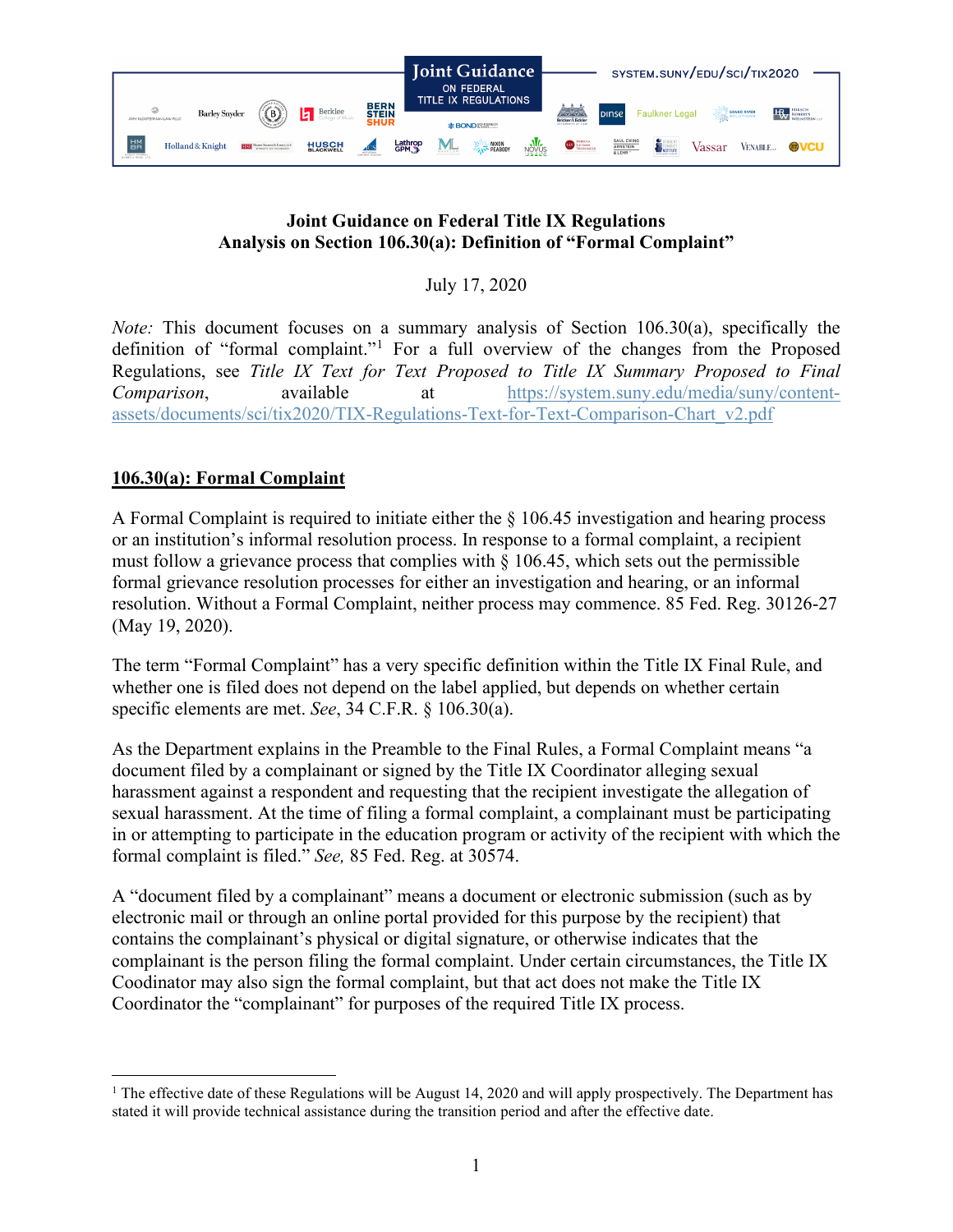**Joint Guidance on Federal Title IX Regulations**
**Analysis on Section 106.30(a): Definition of "Formal Complaint"**

July 17, 2020

*Note:* This document focuses on a summary analysis of Section 106.30(a), specifically the definition of "formal complaint."[1] For a full overview of the changes from the Proposed Regulations, see *Title IX Text for Text Proposed to Title IX Summary Proposed to Final Comparison*, available at [https://system.suny.edu/media/suny/content-assets/documents/sci/tix2020/TIX-Regulations-Text-for-Text-Comparison-Chart_v2.pdf](https://system.suny.edu/media/suny/content-assets/documents/sci/tix2020/TIX-Regulations-Text-for-Text-Comparison-Chart_v2.pdf)

**<u>106.30(a): Formal Complaint</u>**

A Formal Complaint is required to initiate either the § 106.45 investigation and hearing process or an institution's informal resolution process. In response to a formal complaint, a recipient must follow a grievance process that complies with § 106.45, which sets out the permissible formal grievance resolution processes for either an investigation and hearing, or an informal resolution. Without a Formal Complaint, neither process may commence. 85 Fed. Reg. 30126-27 (May 19, 2020).

The term "Formal Complaint" has a very specific definition within the Title IX Final Rule, and whether one is filed does not depend on the label applied, but depends on whether certain specific elements are met. *See*, 34 C.F.R. § 106.30(a).

As the Department explains in the Preamble to the Final Rules, a Formal Complaint means "a document filed by a complainant or signed by the Title IX Coordinator alleging sexual harassment against a respondent and requesting that the recipient investigate the allegation of sexual harassment. At the time of filing a formal complaint, a complainant must be participating in or attempting to participate in the education program or activity of the recipient with which the formal complaint is filed." *See,* 85 Fed. Reg. at 30574.

A "document filed by a complainant" means a document or electronic submission (such as by electronic mail or through an online portal provided for this purpose by the recipient) that contains the complainant's physical or digital signature, or otherwise indicates that the complainant is the person filing the formal complaint. Under certain circumstances, the Title IX Coodinator may also sign the formal complaint, but that act does not make the Title IX Coordinator the "complainant" for purposes of the required Title IX process.

---

[1] The effective date of these Regulations will be August 14, 2020 and will apply prospectively. The Department has stated it will provide technical assistance during the transition period and after the effective date.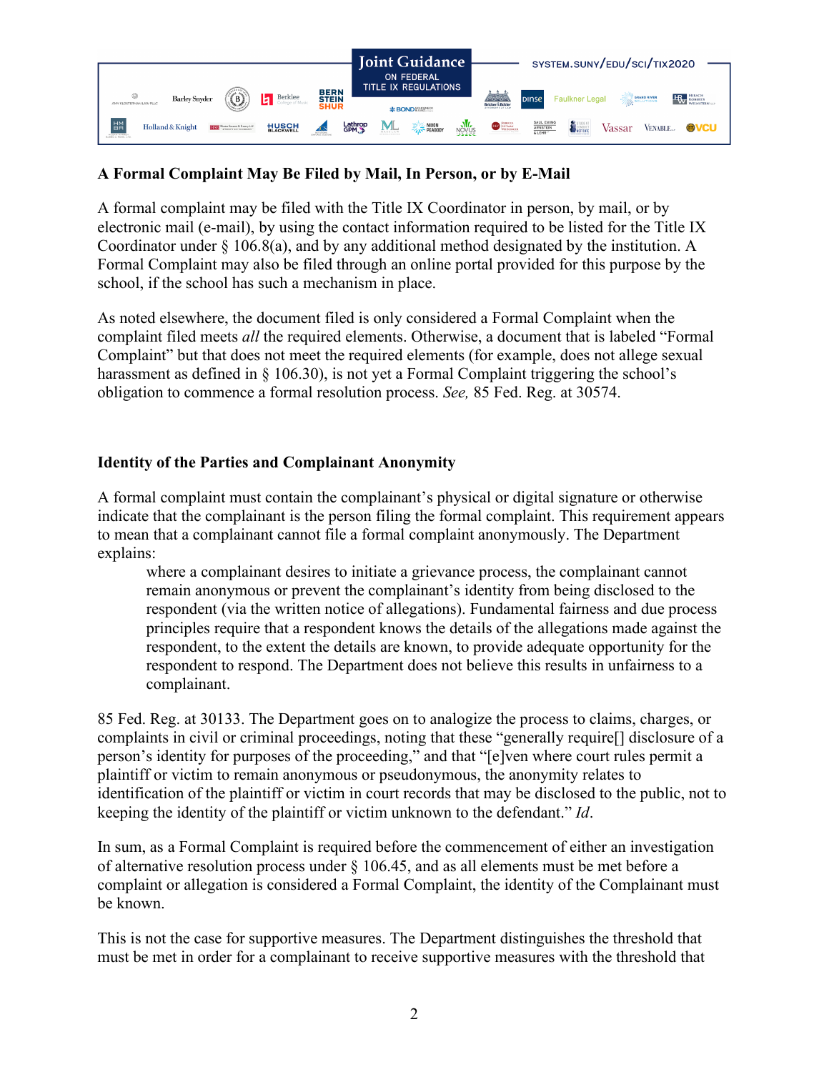## A Formal Complaint May Be Filed by Mail, In Person, or by E-Mail

A formal complaint may be filed with the Title IX Coordinator in person, by mail, or by electronic mail (e-mail), by using the contact information required to be listed for the Title IX Coordinator under § 106.8(a), and by any additional method designated by the institution. A Formal Complaint may also be filed through an online portal provided for this purpose by the school, if the school has such a mechanism in place.

As noted elsewhere, the document filed is only considered a Formal Complaint when the complaint filed meets *all* the required elements. Otherwise, a document that is labeled "Formal Complaint" but that does not meet the required elements (for example, does not allege sexual harassment as defined in § 106.30), is not yet a Formal Complaint triggering the school's obligation to commence a formal resolution process. *See,* 85 Fed. Reg. at 30574.

## Identity of the Parties and Complainant Anonymity

A formal complaint must contain the complainant's physical or digital signature or otherwise indicate that the complainant is the person filing the formal complaint. This requirement appears to mean that a complainant cannot file a formal complaint anonymously. The Department explains:

> where a complainant desires to initiate a grievance process, the complainant cannot remain anonymous or prevent the complainant's identity from being disclosed to the respondent (via the written notice of allegations). Fundamental fairness and due process principles require that a respondent knows the details of the allegations made against the respondent, to the extent the details are known, to provide adequate opportunity for the respondent to respond. The Department does not believe this results in unfairness to a complainant.

85 Fed. Reg. at 30133. The Department goes on to analogize the process to claims, charges, or complaints in civil or criminal proceedings, noting that these "generally require[] disclosure of a person's identity for purposes of the proceeding," and that "[e]ven where court rules permit a plaintiff or victim to remain anonymous or pseudonymous, the anonymity relates to identification of the plaintiff or victim in court records that may be disclosed to the public, not to keeping the identity of the plaintiff or victim unknown to the defendant." *Id*.

In sum, as a Formal Complaint is required before the commencement of either an investigation of alternative resolution process under § 106.45, and as all elements must be met before a complaint or allegation is considered a Formal Complaint, the identity of the Complainant must be known.

This is not the case for supportive measures. The Department distinguishes the threshold that must be met in order for a complainant to receive supportive measures with the threshold that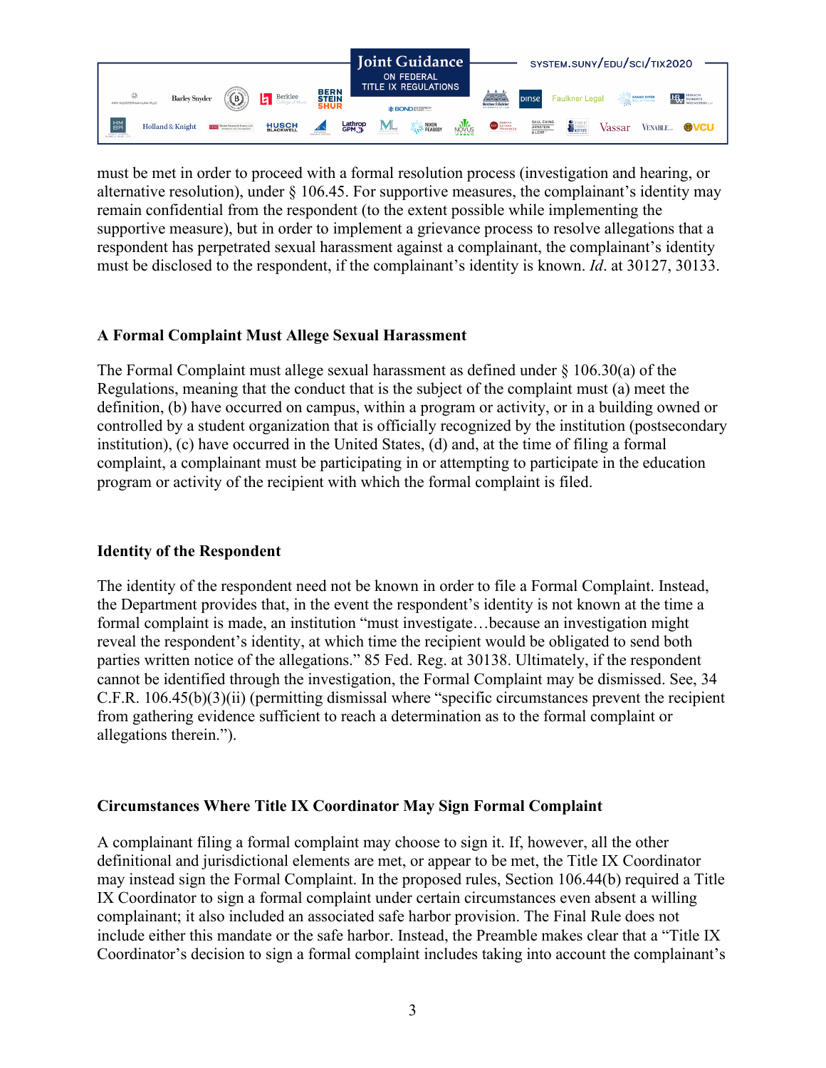must be met in order to proceed with a formal resolution process (investigation and hearing, or alternative resolution), under § 106.45. For supportive measures, the complainant's identity may remain confidential from the respondent (to the extent possible while implementing the supportive measure), but in order to implement a grievance process to resolve allegations that a respondent has perpetrated sexual harassment against a complainant, the complainant's identity must be disclosed to the respondent, if the complainant's identity is known. *Id*. at 30127, 30133.

**A Formal Complaint Must Allege Sexual Harassment**

The Formal Complaint must allege sexual harassment as defined under § 106.30(a) of the Regulations, meaning that the conduct that is the subject of the complaint must (a) meet the definition, (b) have occurred on campus, within a program or activity, or in a building owned or controlled by a student organization that is officially recognized by the institution (postsecondary institution), (c) have occurred in the United States, (d) and, at the time of filing a formal complaint, a complainant must be participating in or attempting to participate in the education program or activity of the recipient with which the formal complaint is filed.

**Identity of the Respondent**

The identity of the respondent need not be known in order to file a Formal Complaint. Instead, the Department provides that, in the event the respondent's identity is not known at the time a formal complaint is made, an institution "must investigate…because an investigation might reveal the respondent's identity, at which time the recipient would be obligated to send both parties written notice of the allegations." 85 Fed. Reg. at 30138. Ultimately, if the respondent cannot be identified through the investigation, the Formal Complaint may be dismissed. See, 34 C.F.R. 106.45(b)(3)(ii) (permitting dismissal where "specific circumstances prevent the recipient from gathering evidence sufficient to reach a determination as to the formal complaint or allegations therein.").

**Circumstances Where Title IX Coordinator May Sign Formal Complaint**

A complainant filing a formal complaint may choose to sign it. If, however, all the other definitional and jurisdictional elements are met, or appear to be met, the Title IX Coordinator may instead sign the Formal Complaint. In the proposed rules, Section 106.44(b) required a Title IX Coordinator to sign a formal complaint under certain circumstances even absent a willing complainant; it also included an associated safe harbor provision. The Final Rule does not include either this mandate or the safe harbor. Instead, the Preamble makes clear that a "Title IX Coordinator's decision to sign a formal complaint includes taking into account the complainant's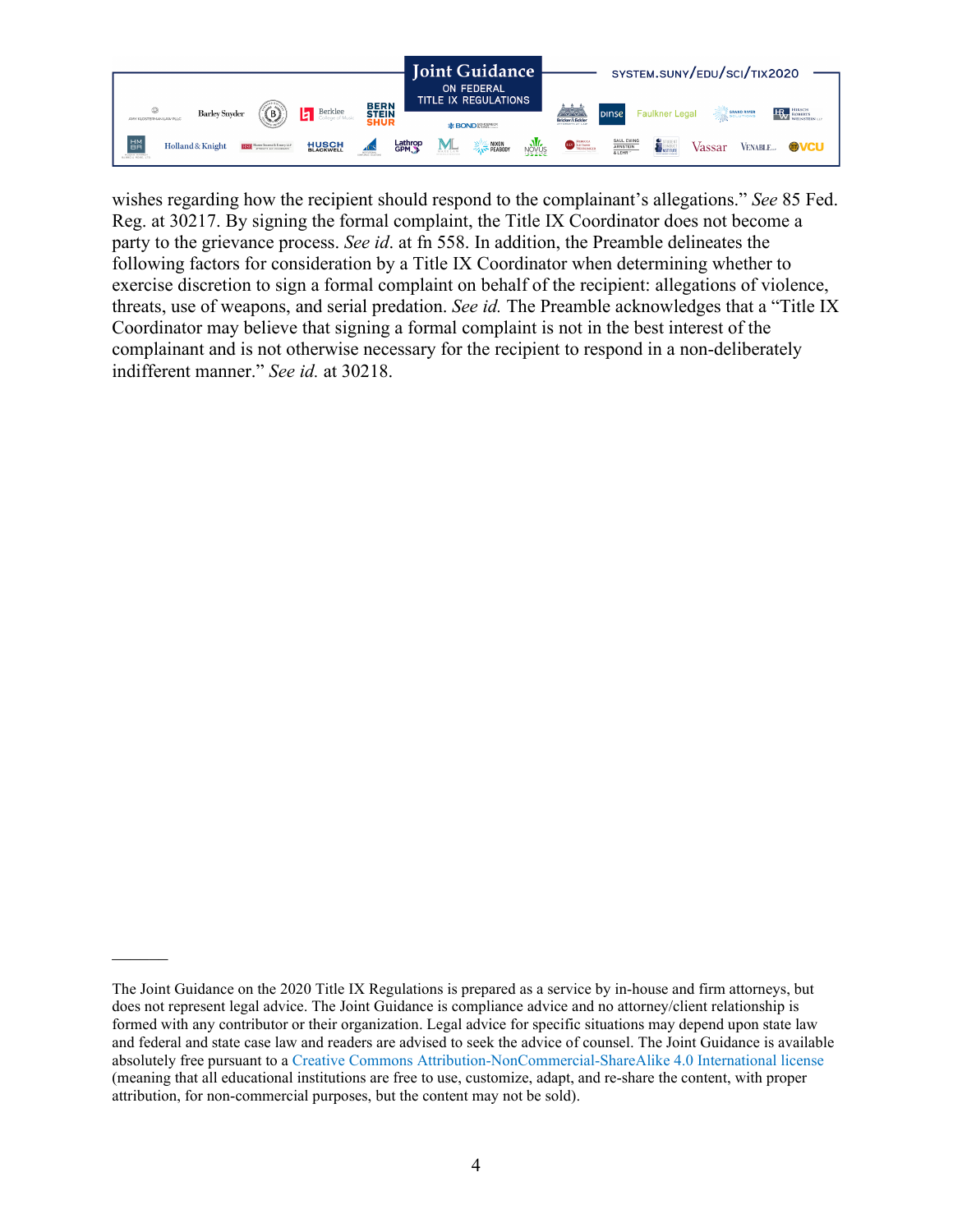wishes regarding how the recipient should respond to the complainant's allegations." *See* 85 Fed. Reg. at 30217. By signing the formal complaint, the Title IX Coordinator does not become a party to the grievance process. *See id*. at fn 558. In addition, the Preamble delineates the following factors for consideration by a Title IX Coordinator when determining whether to exercise discretion to sign a formal complaint on behalf of the recipient: allegations of violence, threats, use of weapons, and serial predation. *See id.* The Preamble acknowledges that a "Title IX Coordinator may believe that signing a formal complaint is not in the best interest of the complainant and is not otherwise necessary for the recipient to respond in a non-deliberately indifferent manner." *See id.* at 30218.

---

The Joint Guidance on the 2020 Title IX Regulations is prepared as a service by in-house and firm attorneys, but does not represent legal advice. The Joint Guidance is compliance advice and no attorney/client relationship is formed with any contributor or their organization. Legal advice for specific situations may depend upon state law and federal and state case law and readers are advised to seek the advice of counsel. The Joint Guidance is available absolutely free pursuant to a Creative Commons Attribution-NonCommercial-ShareAlike 4.0 International license (meaning that all educational institutions are free to use, customize, adapt, and re-share the content, with proper attribution, for non-commercial purposes, but the content may not be sold).